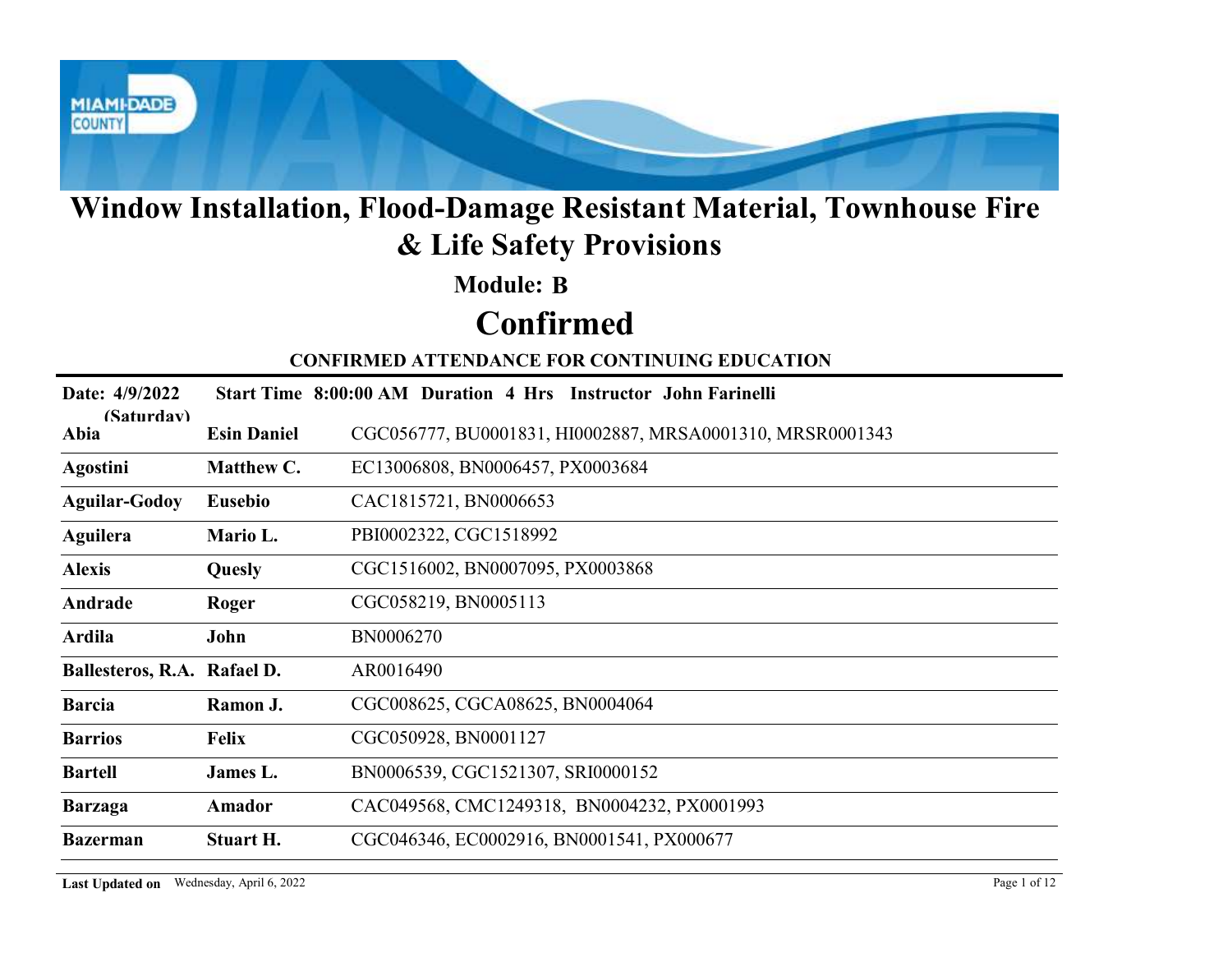# Window Installation, Flood-Damage Resistant Material, Townhouse Fire & Life Safety Provisions

## Module: B

## Confirmed

**CONFIRMED ATTENDANCE FOR CONTINUING EDUCATION**

**Date: 4/9/2022 (Saturday)** **Start Time 8:00:00 AM Duration 4 Hrs Instructor John Farinelli**

| Last Name | First Name | Licenses |
|---|---|---|
| **Abia** | **Esin Daniel** | CGC056777, BU0001831, HI0002887, MRSA0001310, MRSR0001343 |
| **Agostini** | **Matthew C.** | EC13006808, BN0006457, PX0003684 |
| **Aguilar-Godoy** | **Eusebio** | CAC1815721, BN0006653 |
| **Aguilera** | **Mario L.** | PBI0002322, CGC1518992 |
| **Alexis** | **Quesly** | CGC1516002, BN0007095, PX0003868 |
| **Andrade** | **Roger** | CGC058219, BN0005113 |
| **Ardila** | **John** | BN0006270 |
| **Ballesteros, R.A.** | **Rafael D.** | AR0016490 |
| **Barcia** | **Ramon J.** | CGC008625, CGCA08625, BN0004064 |
| **Barrios** | **Felix** | CGC050928, BN0001127 |
| **Bartell** | **James L.** | BN0006539, CGC1521307, SRI0000152 |
| **Barzaga** | **Amador** | CAC049568, CMC1249318, BN0004232, PX0001993 |
| **Bazerman** | **Stuart H.** | CGC046346, EC0002916, BN0001541, PX000677 |

**Last Updated on** Wednesday, April 6, 2022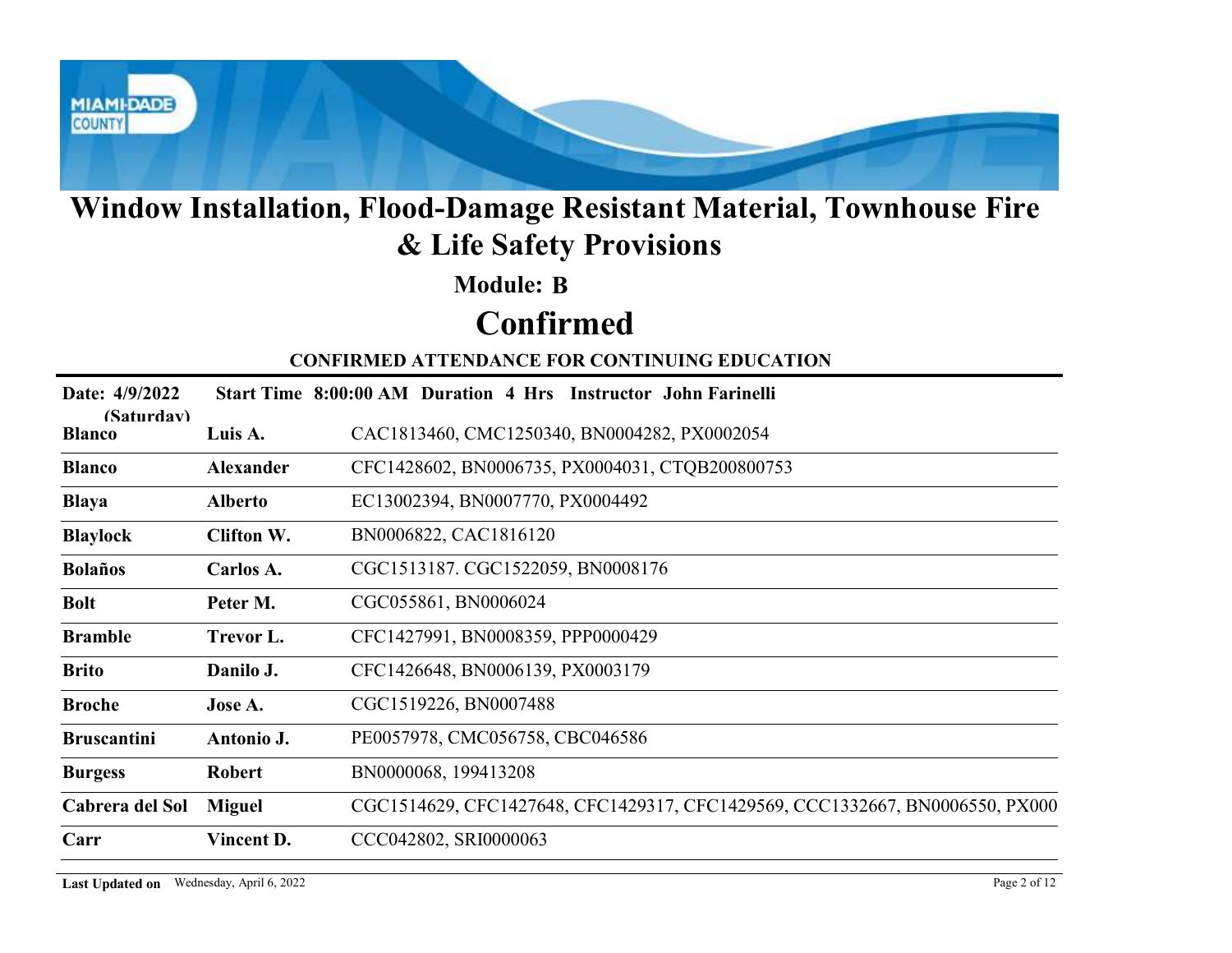# Window Installation, Flood-Damage Resistant Material, Townhouse Fire & Life Safety Provisions

## Module: B

## Confirmed

### CONFIRMED ATTENDANCE FOR CONTINUING EDUCATION

**Date: 4/9/2022 (Saturday)** **Start Time 8:00:00 AM Duration 4 Hrs Instructor John Farinelli**

| | | |
|---|---|---|
| **Blanco** | **Luis A.** | CAC1813460, CMC1250340, BN0004282, PX0002054 |
| **Blanco** | **Alexander** | CFC1428602, BN0006735, PX0004031, CTQB200800753 |
| **Blaya** | **Alberto** | EC13002394, BN0007770, PX0004492 |
| **Blaylock** | **Clifton W.** | BN0006822, CAC1816120 |
| **Bolaños** | **Carlos A.** | CGC1513187. CGC1522059, BN0008176 |
| **Bolt** | **Peter M.** | CGC055861, BN0006024 |
| **Bramble** | **Trevor L.** | CFC1427991, BN0008359, PPP0000429 |
| **Brito** | **Danilo J.** | CFC1426648, BN0006139, PX0003179 |
| **Broche** | **Jose A.** | CGC1519226, BN0007488 |
| **Bruscantini** | **Antonio J.** | PE0057978, CMC056758, CBC046586 |
| **Burgess** | **Robert** | BN0000068, 199413208 |
| **Cabrera del Sol** | **Miguel** | CGC1514629, CFC1427648, CFC1429317, CFC1429569, CCC1332667, BN0006550, PX000 |
| **Carr** | **Vincent D.** | CCC042802, SRI0000063 |

**Last Updated on** Wednesday, April 6, 2022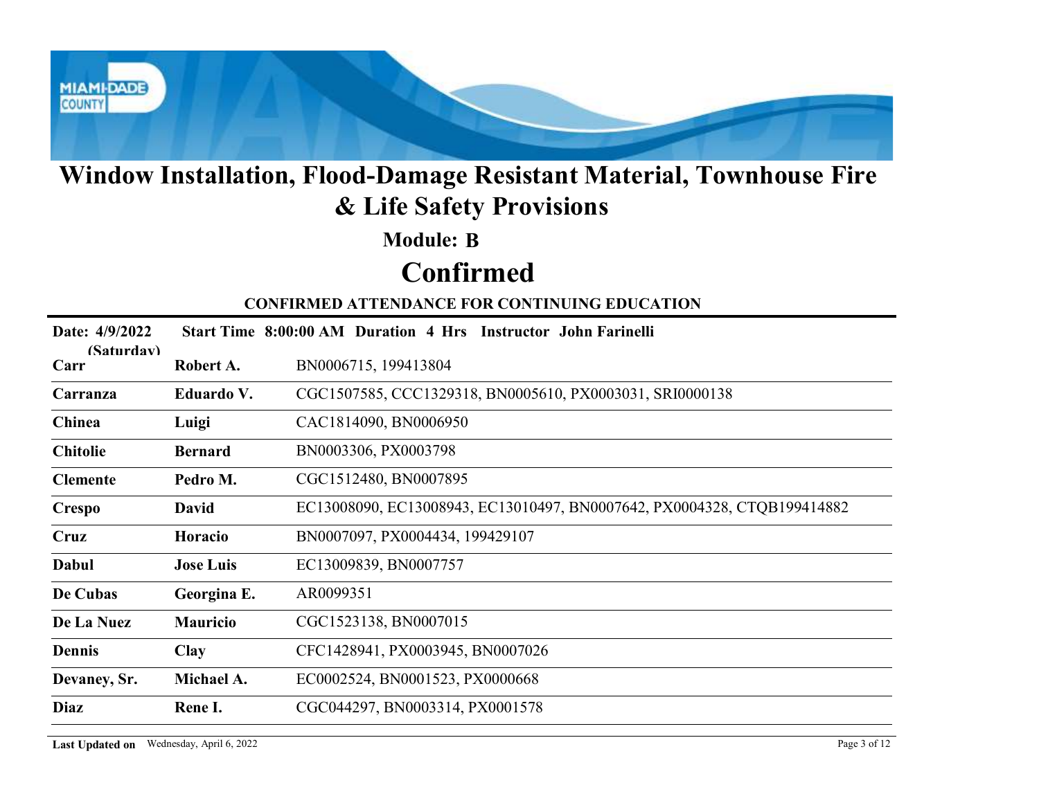# Window Installation, Flood-Damage Resistant Material, Townhouse Fire & Life Safety Provisions

## Module: B

# Confirmed

### CONFIRMED ATTENDANCE FOR CONTINUING EDUCATION

**Date: 4/9/2022 (Saturday)** **Start Time 8:00:00 AM Duration 4 Hrs Instructor John Farinelli**

| | | |
|---|---|---|
| **Carr** | **Robert A.** | BN0006715, 199413804 |
| **Carranza** | **Eduardo V.** | CGC1507585, CCC1329318, BN0005610, PX0003031, SRI0000138 |
| **Chinea** | **Luigi** | CAC1814090, BN0006950 |
| **Chitolie** | **Bernard** | BN0003306, PX0003798 |
| **Clemente** | **Pedro M.** | CGC1512480, BN0007895 |
| **Crespo** | **David** | EC13008090, EC13008943, EC13010497, BN0007642, PX0004328, CTQB199414882 |
| **Cruz** | **Horacio** | BN0007097, PX0004434, 199429107 |
| **Dabul** | **Jose Luis** | EC13009839, BN0007757 |
| **De Cubas** | **Georgina E.** | AR0099351 |
| **De La Nuez** | **Mauricio** | CGC1523138, BN0007015 |
| **Dennis** | **Clay** | CFC1428941, PX0003945, BN0007026 |
| **Devaney, Sr.** | **Michael A.** | EC0002524, BN0001523, PX0000668 |
| **Diaz** | **Rene I.** | CGC044297, BN0003314, PX0001578 |

**Last Updated on** Wednesday, April 6, 2022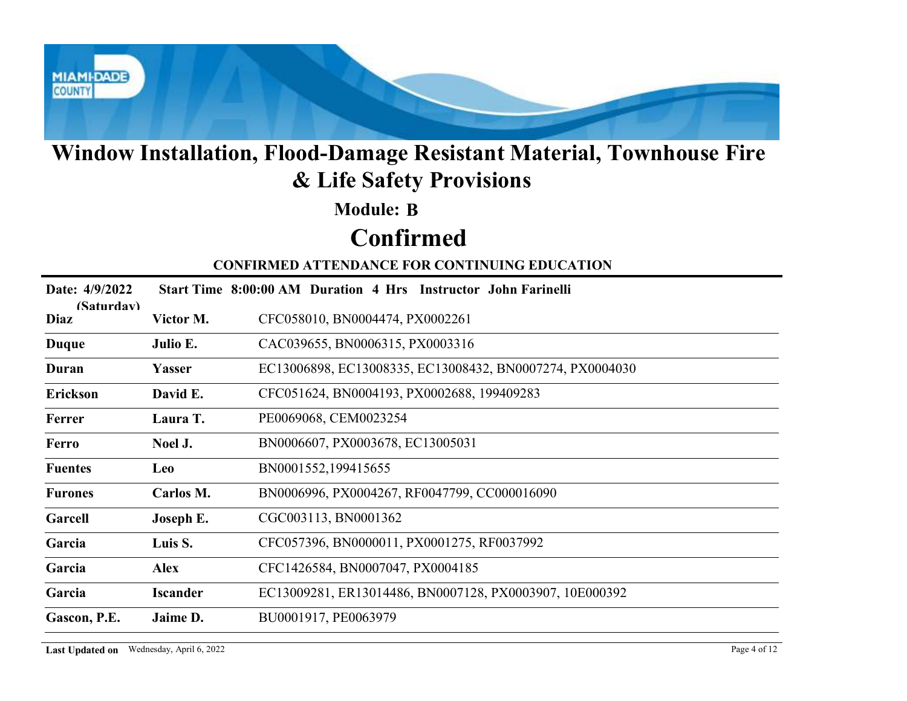# Window Installation, Flood-Damage Resistant Material, Townhouse Fire & Life Safety Provisions

## Module: B

# Confirmed

### CONFIRMED ATTENDANCE FOR CONTINUING EDUCATION

**Date: 4/9/2022 (Saturday)** **Start Time 8:00:00 AM Duration 4 Hrs Instructor John Farinelli**

| | | |
|---|---|---|
| **Diaz** | **Victor M.** | CFC058010, BN0004474, PX0002261 |
| **Duque** | **Julio E.** | CAC039655, BN0006315, PX0003316 |
| **Duran** | **Yasser** | EC13006898, EC13008335, EC13008432, BN0007274, PX0004030 |
| **Erickson** | **David E.** | CFC051624, BN0004193, PX0002688, 199409283 |
| **Ferrer** | **Laura T.** | PE0069068, CEM0023254 |
| **Ferro** | **Noel J.** | BN0006607, PX0003678, EC13005031 |
| **Fuentes** | **Leo** | BN0001552,199415655 |
| **Furones** | **Carlos M.** | BN0006996, PX0004267, RF0047799, CC000016090 |
| **Garcell** | **Joseph E.** | CGC003113, BN0001362 |
| **Garcia** | **Luis S.** | CFC057396, BN0000011, PX0001275, RF0037992 |
| **Garcia** | **Alex** | CFC1426584, BN0007047, PX0004185 |
| **Garcia** | **Iscander** | EC13009281, ER13014486, BN0007128, PX0003907, 10E000392 |
| **Gascon, P.E.** | **Jaime D.** | BU0001917, PE0063979 |

**Last Updated on** Wednesday, April 6, 2022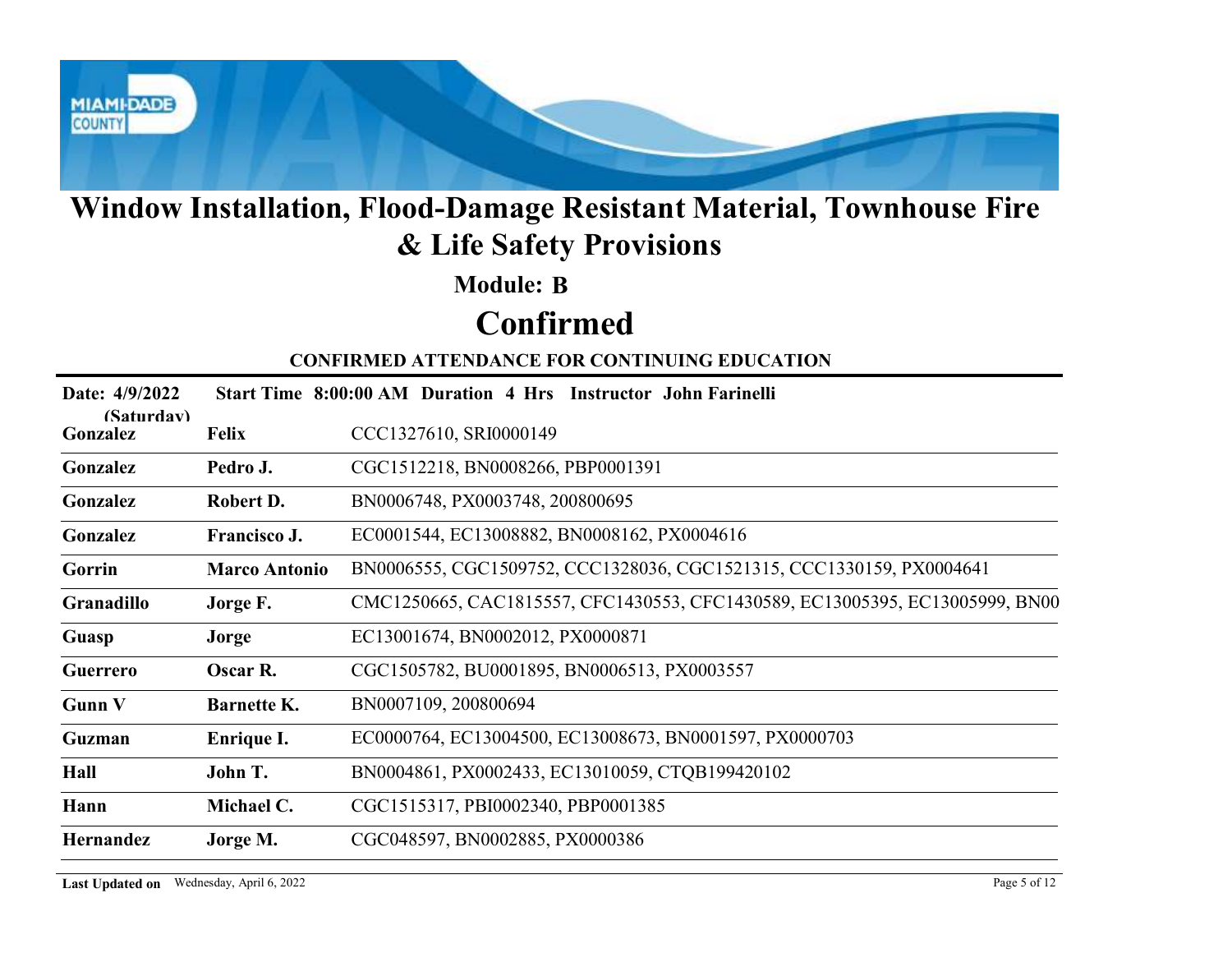# Window Installation, Flood-Damage Resistant Material, Townhouse Fire & Life Safety Provisions

**Module: B**

## Confirmed

**CONFIRMED ATTENDANCE FOR CONTINUING EDUCATION**

**Date: 4/9/2022 (Saturday)** **Start Time 8:00:00 AM** **Duration 4 Hrs** **Instructor John Farinelli**

| Last Name | First Name | Licenses |
|---|---|---|
| **Gonzalez** | **Felix** | CCC1327610, SRI0000149 |
| **Gonzalez** | **Pedro J.** | CGC1512218, BN0008266, PBP0001391 |
| **Gonzalez** | **Robert D.** | BN0006748, PX0003748, 200800695 |
| **Gonzalez** | **Francisco J.** | EC0001544, EC13008882, BN0008162, PX0004616 |
| **Gorrin** | **Marco Antonio** | BN0006555, CGC1509752, CCC1328036, CGC1521315, CCC1330159, PX0004641 |
| **Granadillo** | **Jorge F.** | CMC1250665, CAC1815557, CFC1430553, CFC1430589, EC13005395, EC13005999, BN00 |
| **Guasp** | **Jorge** | EC13001674, BN0002012, PX0000871 |
| **Guerrero** | **Oscar R.** | CGC1505782, BU0001895, BN0006513, PX0003557 |
| **Gunn V** | **Barnette K.** | BN0007109, 200800694 |
| **Guzman** | **Enrique I.** | EC0000764, EC13004500, EC13008673, BN0001597, PX0000703 |
| **Hall** | **John T.** | BN0004861, PX0002433, EC13010059, CTQB199420102 |
| **Hann** | **Michael C.** | CGC1515317, PBI0002340, PBP0001385 |
| **Hernandez** | **Jorge M.** | CGC048597, BN0002885, PX0000386 |

**Last Updated on** Wednesday, April 6, 2022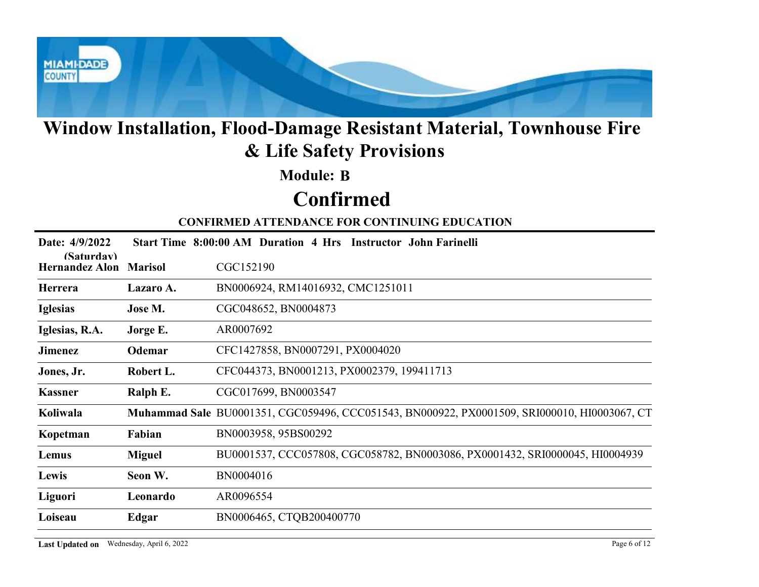# Window Installation, Flood-Damage Resistant Material, Townhouse Fire & Life Safety Provisions

## Module: B

## Confirmed

**CONFIRMED ATTENDANCE FOR CONTINUING EDUCATION**

**Date: 4/9/2022 (Saturday)** **Start Time 8:00:00 AM Duration 4 Hrs Instructor John Farinelli**

| Last Name | First Name | License(s) |
|---|---|---|
| **Hernandez Alon** | **Marisol** | CGC152190 |
| **Herrera** | **Lazaro A.** | BN0006924, RM14016932, CMC1251011 |
| **Iglesias** | **Jose M.** | CGC048652, BN0004873 |
| **Iglesias, R.A.** | **Jorge E.** | AR0007692 |
| **Jimenez** | **Odemar** | CFC1427858, BN0007291, PX0004020 |
| **Jones, Jr.** | **Robert L.** | CFC044373, BN0001213, PX0002379, 199411713 |
| **Kassner** | **Ralph E.** | CGC017699, BN0003547 |
| **Koliwala** | **Muhammad Sale** | BU0001351, CGC059496, CCC051543, BN000922, PX0001509, SRI000010, HI0003067, CT |
| **Kopetman** | **Fabian** | BN0003958, 95BS00292 |
| **Lemus** | **Miguel** | BU0001537, CCC057808, CGC058782, BN0003086, PX0001432, SRI0000045, HI0004939 |
| **Lewis** | **Seon W.** | BN0004016 |
| **Liguori** | **Leonardo** | AR0096554 |
| **Loiseau** | **Edgar** | BN0006465, CTQB200400770 |

**Last Updated on** Wednesday, April 6, 2022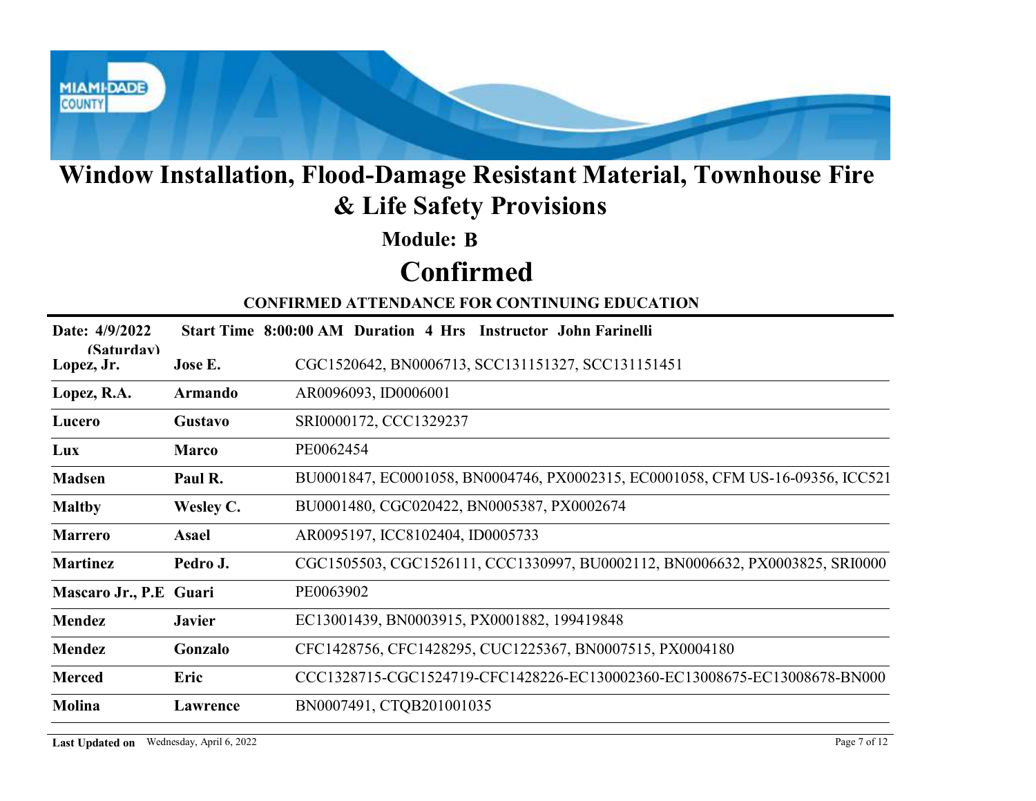# Window Installation, Flood-Damage Resistant Material, Townhouse Fire & Life Safety Provisions

## Module: B

## Confirmed

### CONFIRMED ATTENDANCE FOR CONTINUING EDUCATION

**Date: 4/9/2022 (Saturday)** **Start Time 8:00:00 AM Duration 4 Hrs Instructor John Farinelli**

| Last Name | First Name | Licenses |
|---|---|---|
| **Lopez, Jr.** | **Jose E.** | CGC1520642, BN0006713, SCC131151327, SCC131151451 |
| **Lopez, R.A.** | **Armando** | AR0096093, ID0006001 |
| **Lucero** | **Gustavo** | SRI0000172, CCC1329237 |
| **Lux** | **Marco** | PE0062454 |
| **Madsen** | **Paul R.** | BU0001847, EC0001058, BN0004746, PX0002315, EC0001058, CFM US-16-09356, ICC521 |
| **Maltby** | **Wesley C.** | BU0001480, CGC020422, BN0005387, PX0002674 |
| **Marrero** | **Asael** | AR0095197, ICC8102404, ID0005733 |
| **Martinez** | **Pedro J.** | CGC1505503, CGC1526111, CCC1330997, BU0002112, BN0006632, PX0003825, SRI0000 |
| **Mascaro Jr., P.E** | **Guari** | PE0063902 |
| **Mendez** | **Javier** | EC13001439, BN0003915, PX0001882, 199419848 |
| **Mendez** | **Gonzalo** | CFC1428756, CFC1428295, CUC1225367, BN0007515, PX0004180 |
| **Merced** | **Eric** | CCC1328715-CGC1524719-CFC1428226-EC130002360-EC13008675-EC13008678-BN000 |
| **Molina** | **Lawrence** | BN0007491, CTQB201001035 |

**Last Updated on** Wednesday, April 6, 2022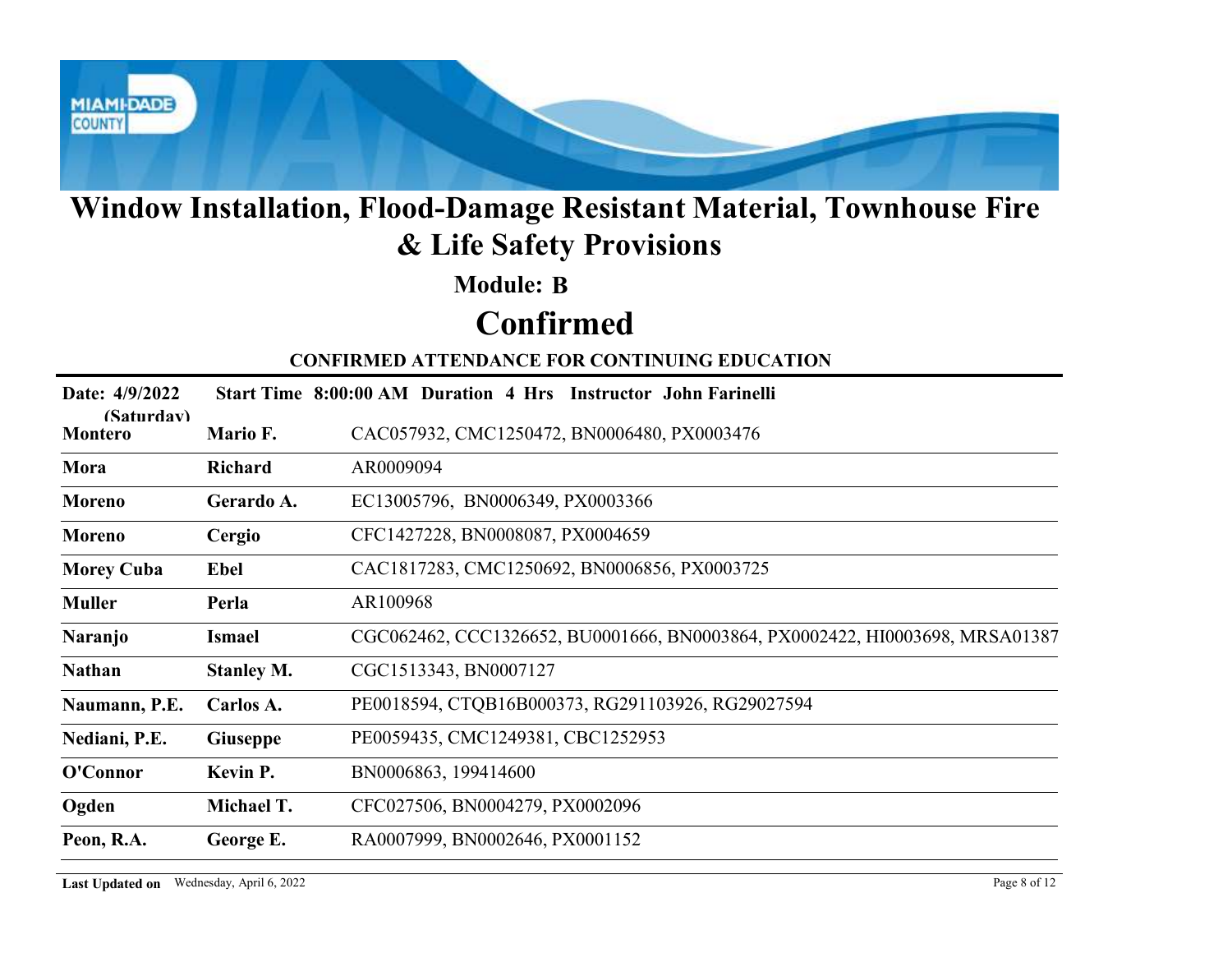# Window Installation, Flood-Damage Resistant Material, Townhouse Fire & Life Safety Provisions

## Module: B

## Confirmed

**CONFIRMED ATTENDANCE FOR CONTINUING EDUCATION**

**Date: 4/9/2022 (Saturday)** **Start Time 8:00:00 AM Duration 4 Hrs Instructor John Farinelli**

| Last Name | First Name | License Numbers |
|---|---|---|
| **Montero** | **Mario F.** | CAC057932, CMC1250472, BN0006480, PX0003476 |
| **Mora** | **Richard** | AR0009094 |
| **Moreno** | **Gerardo A.** | EC13005796, BN0006349, PX0003366 |
| **Moreno** | **Cergio** | CFC1427228, BN0008087, PX0004659 |
| **Morey Cuba** | **Ebel** | CAC1817283, CMC1250692, BN0006856, PX0003725 |
| **Muller** | **Perla** | AR100968 |
| **Naranjo** | **Ismael** | CGC062462, CCC1326652, BU0001666, BN0003864, PX0002422, HI0003698, MRSA01387 |
| **Nathan** | **Stanley M.** | CGC1513343, BN0007127 |
| **Naumann, P.E.** | **Carlos A.** | PE0018594, CTQB16B000373, RG291103926, RG29027594 |
| **Nediani, P.E.** | **Giuseppe** | PE0059435, CMC1249381, CBC1252953 |
| **O'Connor** | **Kevin P.** | BN0006863, 199414600 |
| **Ogden** | **Michael T.** | CFC027506, BN0004279, PX0002096 |
| **Peon, R.A.** | **George E.** | RA0007999, BN0002646, PX0001152 |

**Last Updated on** Wednesday, April 6, 2022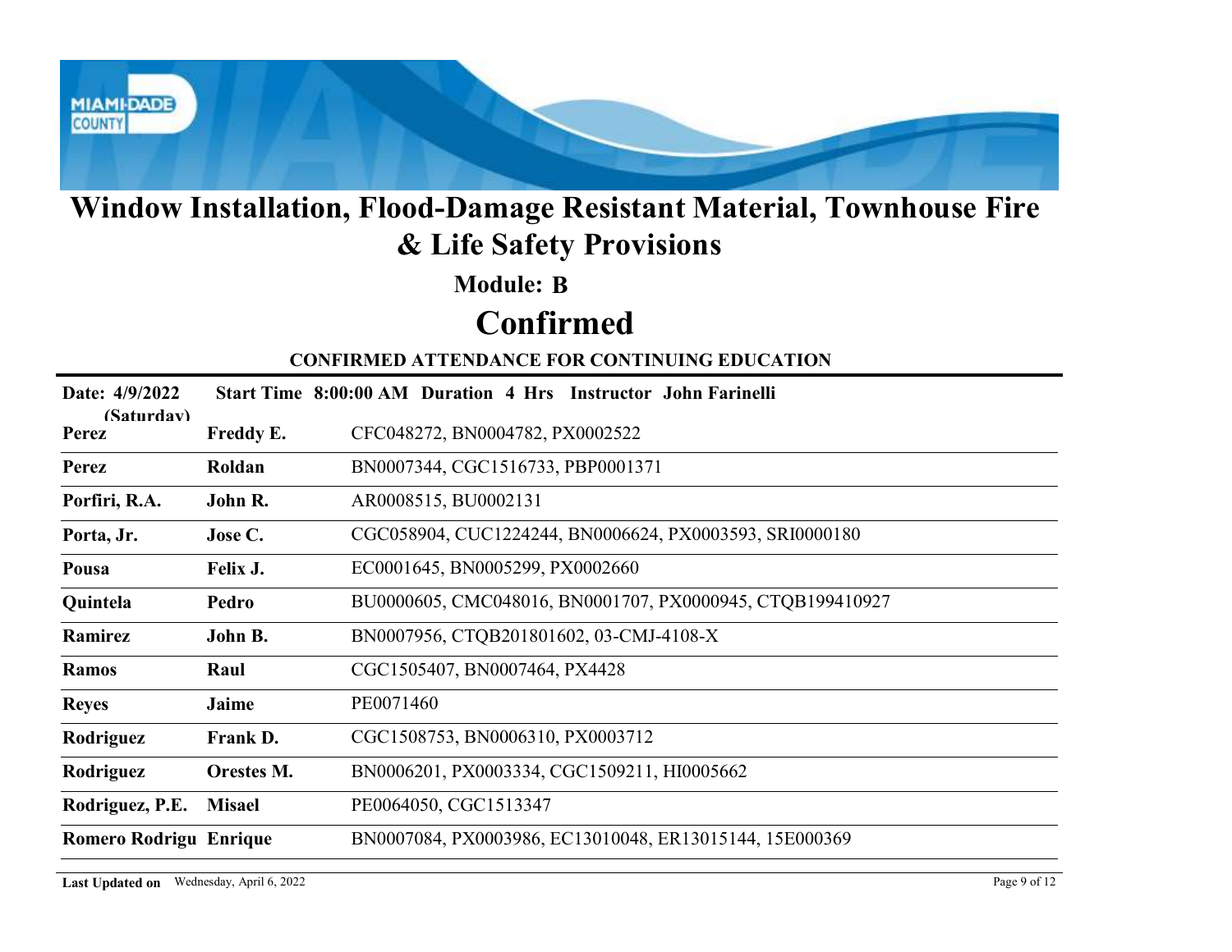# Window Installation, Flood-Damage Resistant Material, Townhouse Fire & Life Safety Provisions

## Module: B

## Confirmed

### CONFIRMED ATTENDANCE FOR CONTINUING EDUCATION

**Date: 4/9/2022 (Saturday)** **Start Time 8:00:00 AM Duration 4 Hrs Instructor John Farinelli**

| Last Name | First Name | Licenses |
|---|---|---|
| **Perez** | **Freddy E.** | CFC048272, BN0004782, PX0002522 |
| **Perez** | **Roldan** | BN0007344, CGC1516733, PBP0001371 |
| **Porfiri, R.A.** | **John R.** | AR0008515, BU0002131 |
| **Porta, Jr.** | **Jose C.** | CGC058904, CUC1224244, BN0006624, PX0003593, SRI0000180 |
| **Pousa** | **Felix J.** | EC0001645, BN0005299, PX0002660 |
| **Quintela** | **Pedro** | BU0000605, CMC048016, BN0001707, PX0000945, CTQB199410927 |
| **Ramirez** | **John B.** | BN0007956, CTQB201801602, 03-CMJ-4108-X |
| **Ramos** | **Raul** | CGC1505407, BN0007464, PX4428 |
| **Reyes** | **Jaime** | PE0071460 |
| **Rodriguez** | **Frank D.** | CGC1508753, BN0006310, PX0003712 |
| **Rodriguez** | **Orestes M.** | BN0006201, PX0003334, CGC1509211, HI0005662 |
| **Rodriguez, P.E.** | **Misael** | PE0064050, CGC1513347 |
| **Romero Rodrigu** | **Enrique** | BN0007084, PX0003986, EC13010048, ER13015144, 15E000369 |

**Last Updated on** Wednesday, April 6, 2022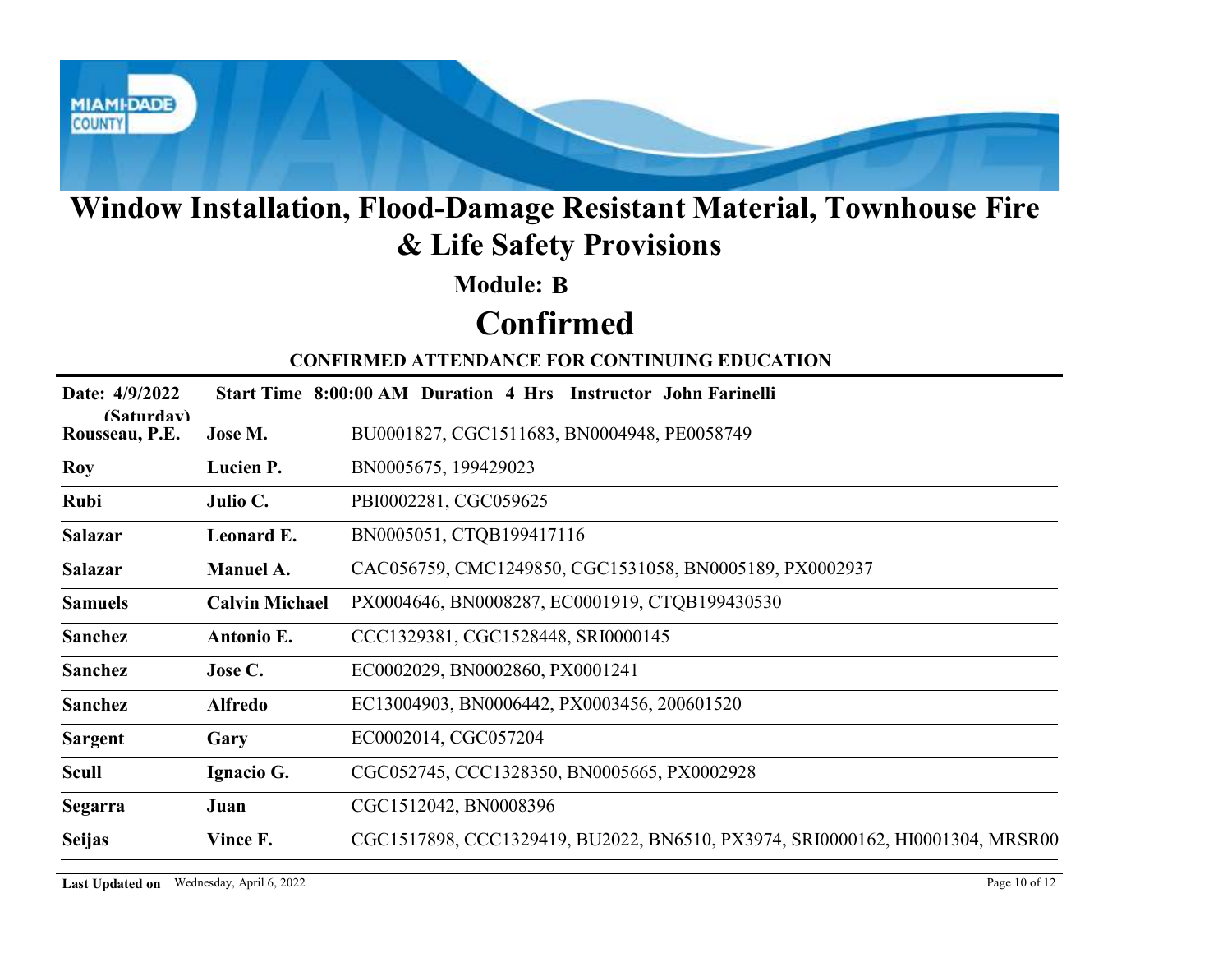# Window Installation, Flood-Damage Resistant Material, Townhouse Fire & Life Safety Provisions

## Module: B

## Confirmed

### CONFIRMED ATTENDANCE FOR CONTINUING EDUCATION

**Date: 4/9/2022 (Saturday)** **Start Time 8:00:00 AM** **Duration 4 Hrs** **Instructor John Farinelli**

| Last Name | First Name | Licenses |
|---|---|---|
| **Rousseau, P.E.** | **Jose M.** | BU0001827, CGC1511683, BN0004948, PE0058749 |
| **Roy** | **Lucien P.** | BN0005675, 199429023 |
| **Rubi** | **Julio C.** | PBI0002281, CGC059625 |
| **Salazar** | **Leonard E.** | BN0005051, CTQB199417116 |
| **Salazar** | **Manuel A.** | CAC056759, CMC1249850, CGC1531058, BN0005189, PX0002937 |
| **Samuels** | **Calvin Michael** | PX0004646, BN0008287, EC0001919, CTQB199430530 |
| **Sanchez** | **Antonio E.** | CCC1329381, CGC1528448, SRI0000145 |
| **Sanchez** | **Jose C.** | EC0002029, BN0002860, PX0001241 |
| **Sanchez** | **Alfredo** | EC13004903, BN0006442, PX0003456, 200601520 |
| **Sargent** | **Gary** | EC0002014, CGC057204 |
| **Scull** | **Ignacio G.** | CGC052745, CCC1328350, BN0005665, PX0002928 |
| **Segarra** | **Juan** | CGC1512042, BN0008396 |
| **Seijas** | **Vince F.** | CGC1517898, CCC1329419, BU2022, BN6510, PX3974, SRI0000162, HI0001304, MRSR00 |

**Last Updated on** Wednesday, April 6, 2022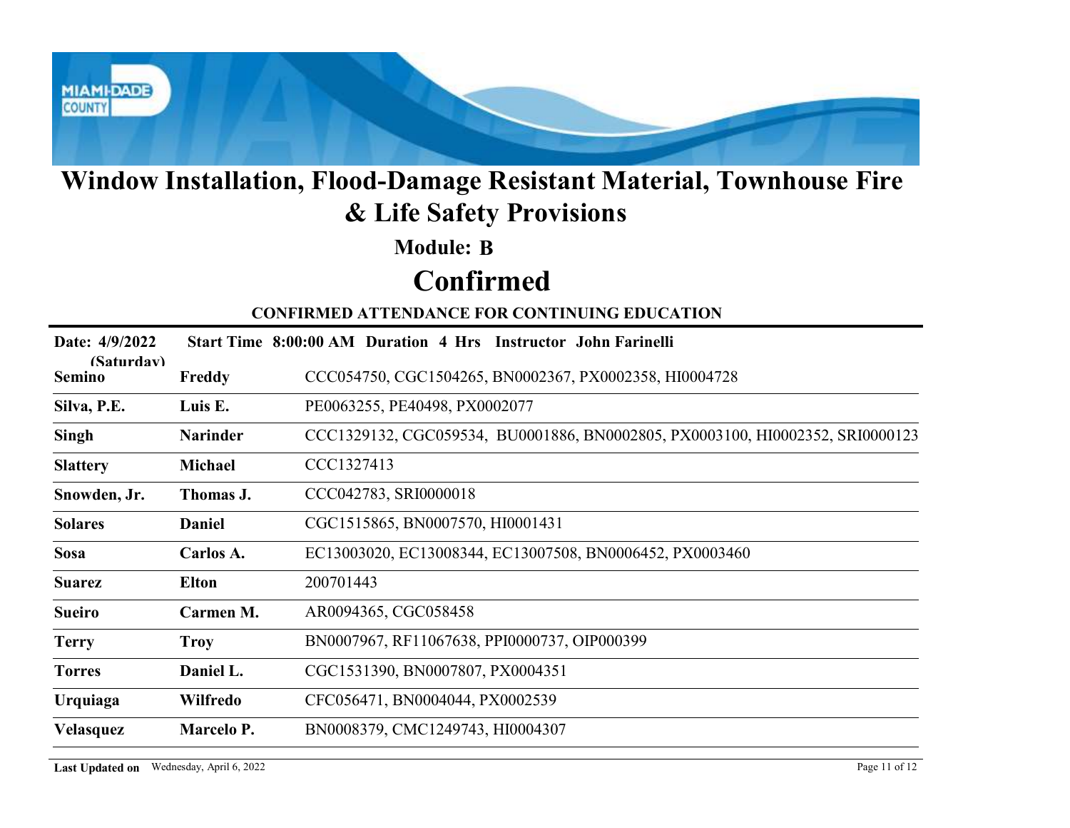# Window Installation, Flood-Damage Resistant Material, Townhouse Fire & Life Safety Provisions

## Module: B

# Confirmed

### CONFIRMED ATTENDANCE FOR CONTINUING EDUCATION

**Date: 4/9/2022 (Saturday)** **Start Time 8:00:00 AM Duration 4 Hrs Instructor John Farinelli**

| Last Name | First Name | Licenses |
|---|---|---|
| **Semino** | **Freddy** | CCC054750, CGC1504265, BN0002367, PX0002358, HI0004728 |
| **Silva, P.E.** | **Luis E.** | PE0063255, PE40498, PX0002077 |
| **Singh** | **Narinder** | CCC1329132, CGC059534, BU0001886, BN0002805, PX0003100, HI0002352, SRI0000123 |
| **Slattery** | **Michael** | CCC1327413 |
| **Snowden, Jr.** | **Thomas J.** | CCC042783, SRI0000018 |
| **Solares** | **Daniel** | CGC1515865, BN0007570, HI0001431 |
| **Sosa** | **Carlos A.** | EC13003020, EC13008344, EC13007508, BN0006452, PX0003460 |
| **Suarez** | **Elton** | 200701443 |
| **Sueiro** | **Carmen M.** | AR0094365, CGC058458 |
| **Terry** | **Troy** | BN0007967, RF11067638, PPI0000737, OIP000399 |
| **Torres** | **Daniel L.** | CGC1531390, BN0007807, PX0004351 |
| **Urquiaga** | **Wilfredo** | CFC056471, BN0004044, PX0002539 |
| **Velasquez** | **Marcelo P.** | BN0008379, CMC1249743, HI0004307 |

**Last Updated on** Wednesday, April 6, 2022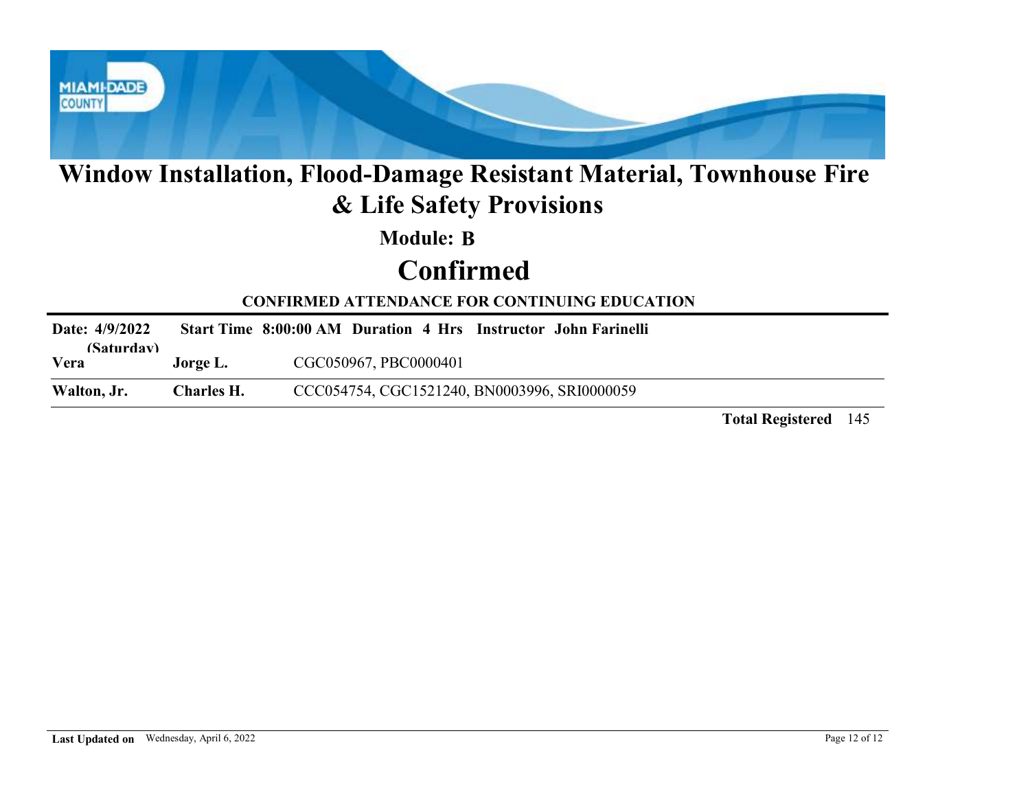# Window Installation, Flood-Damage Resistant Material, Townhouse Fire & Life Safety Provisions

## Module: B

## Confirmed

### CONFIRMED ATTENDANCE FOR CONTINUING EDUCATION

**Date: 4/9/2022 (Saturday)** **Start Time 8:00:00 AM** **Duration 4 Hrs** **Instructor John Farinelli**

| | | |
|---|---|---|
| **Vera** | **Jorge L.** | CGC050967, PBC0000401 |
| **Walton, Jr.** | **Charles H.** | CCC054754, CGC1521240, BN0003996, SRI0000059 |

**Total Registered** 145

**Last Updated on** Wednesday, April 6, 2022